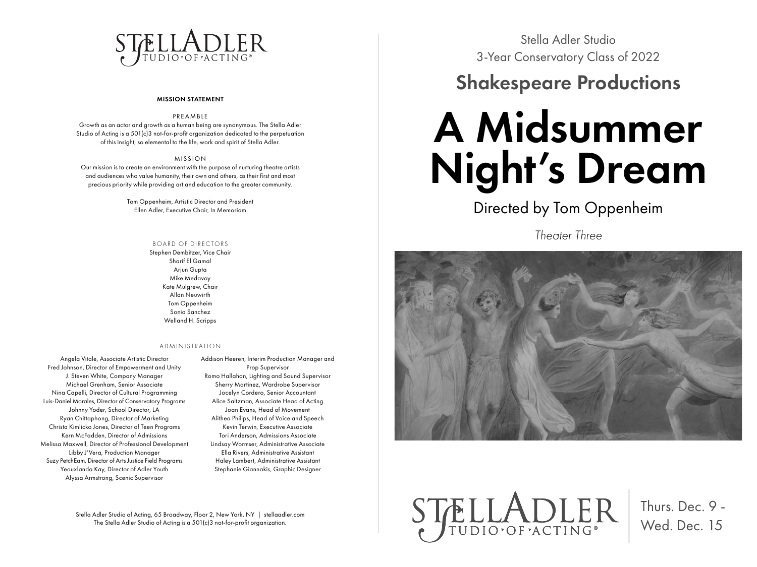STELLADLER STUDIO OF ACTING®

### MISSION STATEMENT

PREAMBLE

Growth as an actor and growth as a human being are synonymous. The Stella Adler Studio of Acting is a 501(c)3 not-for-profit organization dedicated to the perpetuation of this insight, so elemental to the life, work and spirit of Stella Adler.

MISSION

Our mission is to create an environment with the purpose of nurturing theatre artists and audiences who value humanity, their own and others, as their first and most precious priority while providing art and education to the greater community.

Tom Oppenheim, Artistic Director and President
Ellen Adler, Executive Chair, In Memoriam

BOARD OF DIRECTORS

Stephen Dembitzer, Vice Chair
Sharif El Gamal
Arjun Gupta
Mike Medavoy
Kate Mulgrew, Chair
Allan Neuwirth
Tom Oppenheim
Sonia Sanchez
Welland H. Scripps

ADMINISTRATION

Angela Vitale, Associate Artistic Director
Fred Johnson, Director of Empowerment and Unity
J. Steven White, Company Manager
Michael Grenham, Senior Associate
Nina Capelli, Director of Cultural Programming
Luis-Daniel Morales, Director of Conservatory Programs
Johnny Yoder, School Director, LA
Ryan Chittaphong, Director of Marketing
Christa Kimlicko Jones, Director of Teen Programs
Kern McFadden, Director of Admissions
Melissa Maxwell, Director of Professional Development
Libby J'Vera, Production Manager
Suzy PetchEam, Director of Arts Justice Field Programs
Yeauxlanda Kay, Director of Adler Youth
Alyssa Armstrong, Scenic Supervisor
Addison Heeren, Interim Production Manager and Prop Supervisor
Romo Hallahan, Lighting and Sound Supervisor
Sherry Martinez, Wardrobe Supervisor
Jocelyn Cordero, Senior Accountant
Alice Saltzman, Associate Head of Acting
Joan Evans, Head of Movement
Alithea Philips, Head of Voice and Speech
Kevin Terwin, Executive Associate
Tori Anderson, Admissions Associate
Lindsay Wormser, Administrative Associate
Ella Rivers, Administrative Assistant
Haley Lambert, Administrative Assistant
Stephanie Giannakis, Graphic Designer

Stella Adler Studio of Acting, 65 Broadway, Floor 2, New York, NY | stellaadler.com
The Stella Adler Studio of Acting is a 501(c)3 not-for-profit organization.

Stella Adler Studio
3-Year Conservatory Class of 2022

## Shakespeare Productions

# A Midsummer Night's Dream

Directed by Tom Oppenheim

*Theater Three*

STELLADLER STUDIO OF ACTING®

Thurs. Dec. 9 - Wed. Dec. 15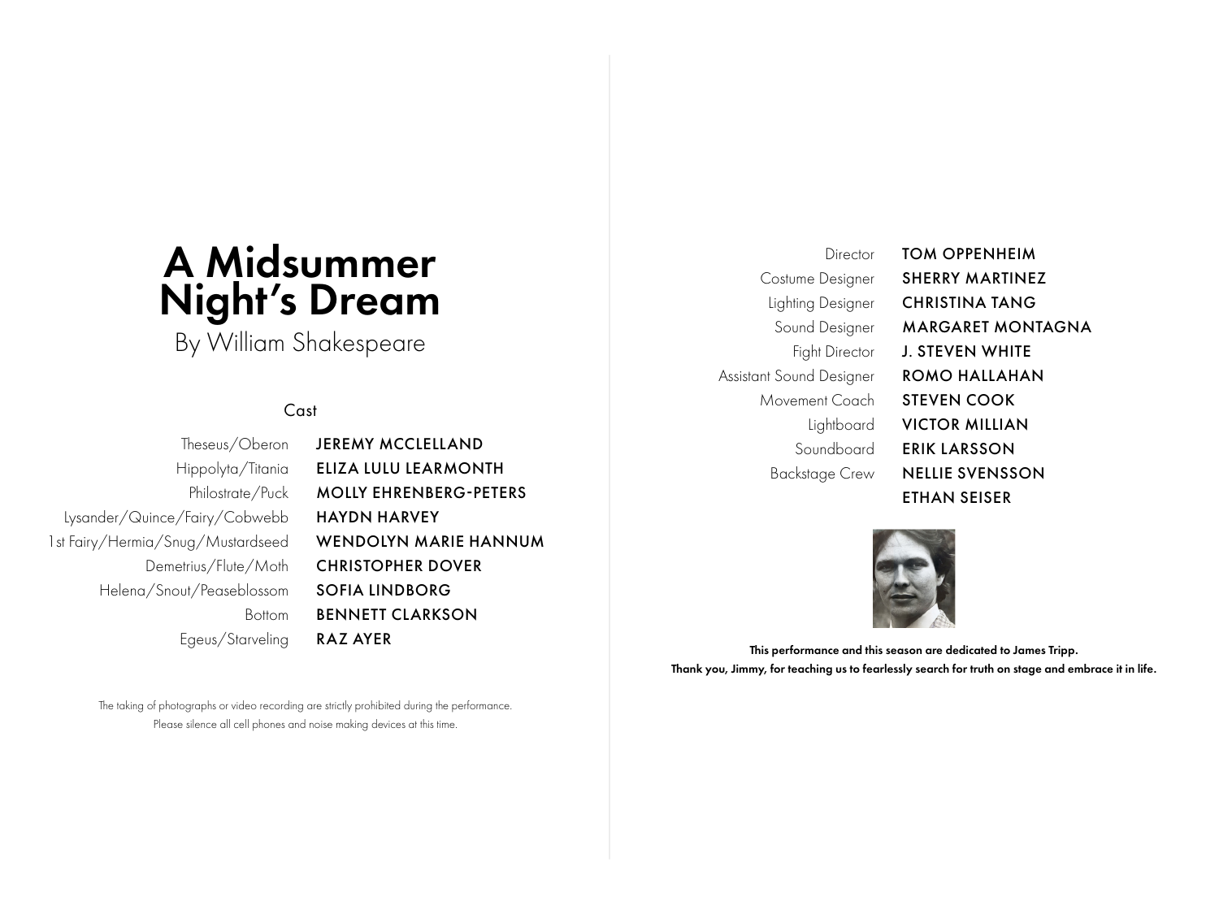# A Midsummer Night's Dream

By William Shakespeare

## Cast

| | |
|---|---|
| Theseus/Oberon | JEREMY MCCLELLAND |
| Hippolyta/Titania | ELIZA LULU LEARMONTH |
| Philostrate/Puck | MOLLY EHRENBERG-PETERS |
| Lysander/Quince/Fairy/Cobwebb | HAYDN HARVEY |
| 1st Fairy/Hermia/Snug/Mustardseed | WENDOLYN MARIE HANNUM |
| Demetrius/Flute/Moth | CHRISTOPHER DOVER |
| Helena/Snout/Peaseblossom | SOFIA LINDBORG |
| Bottom | BENNETT CLARKSON |
| Egeus/Starveling | RAZ AYER |

The taking of photographs or video recording are strictly prohibited during the performance.
Please silence all cell phones and noise making devices at this time.

| | |
|---|---|
| Director | TOM OPPENHEIM |
| Costume Designer | SHERRY MARTINEZ |
| Lighting Designer | CHRISTINA TANG |
| Sound Designer | MARGARET MONTAGNA |
| Fight Director | J. STEVEN WHITE |
| Assistant Sound Designer | ROMO HALLAHAN |
| Movement Coach | STEVEN COOK |
| Lightboard | VICTOR MILLIAN |
| Soundboard | ERIK LARSSON |
| Backstage Crew | NELLIE SVENSSON |
| | ETHAN SEISER |

**This performance and this season are dedicated to James Tripp.**
**Thank you, Jimmy, for teaching us to fearlessly search for truth on stage and embrace it in life.**